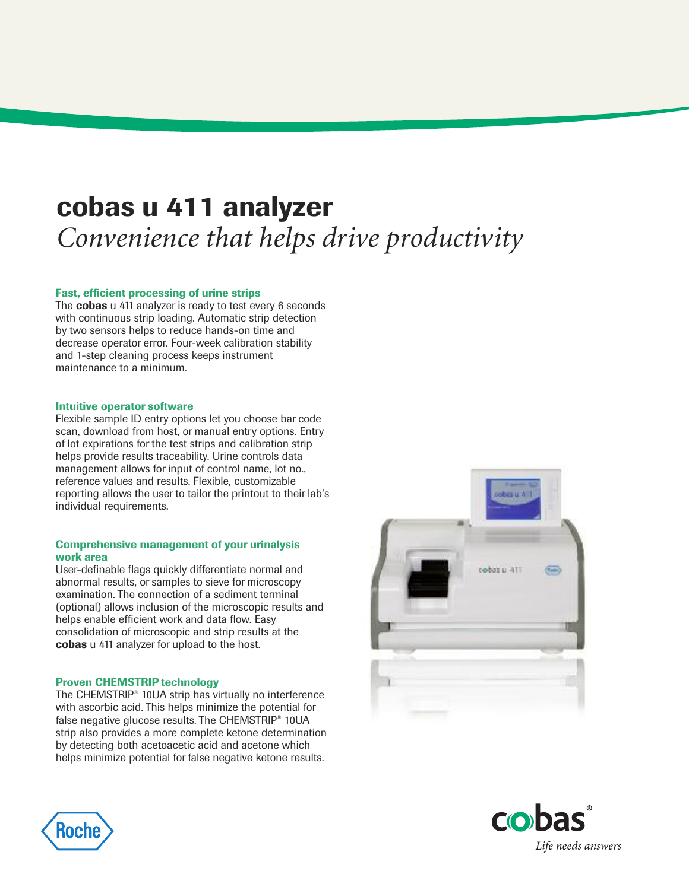# cobas u 411 analyzer

*Convenience that helps drive productivity*

### Fast, efficient processing of urine strips

The **cobas** u 411 analyzer is ready to test every 6 seconds with continuous strip loading. Automatic strip detection by two sensors helps to reduce hands-on time and decrease operator error. Four-week calibration stability and 1-step cleaning process keeps instrument maintenance to a minimum.

### Intuitive operator software

Flexible sample ID entry options let you choose bar code scan, download from host, or manual entry options. Entry of lot expirations for the test strips and calibration strip helps provide results traceability. Urine controls data management allows for input of control name, lot no., reference values and results. Flexible, customizable reporting allows the user to tailor the printout to their lab's individual requirements.

### Comprehensive management of your urinalysis work area

User-definable flags quickly differentiate normal and abnormal results, or samples to sieve for microscopy examination. The connection of a sediment terminal (optional) allows inclusion of the microscopic results and helps enable efficient work and data flow. Easy consolidation of microscopic and strip results at the **cobas** u 411 analyzer for upload to the host.

### Proven CHEMSTRIP technology

The CHEMSTRIP® 10UA strip has virtually no interference with ascorbic acid. This helps minimize the potential for false negative glucose results. The CHEMSTRIP® 10UA strip also provides a more complete ketone determination by detecting both acetoacetic acid and acetone which helps minimize potential for false negative ketone results.

Roche

cobas®

*Life needs answers*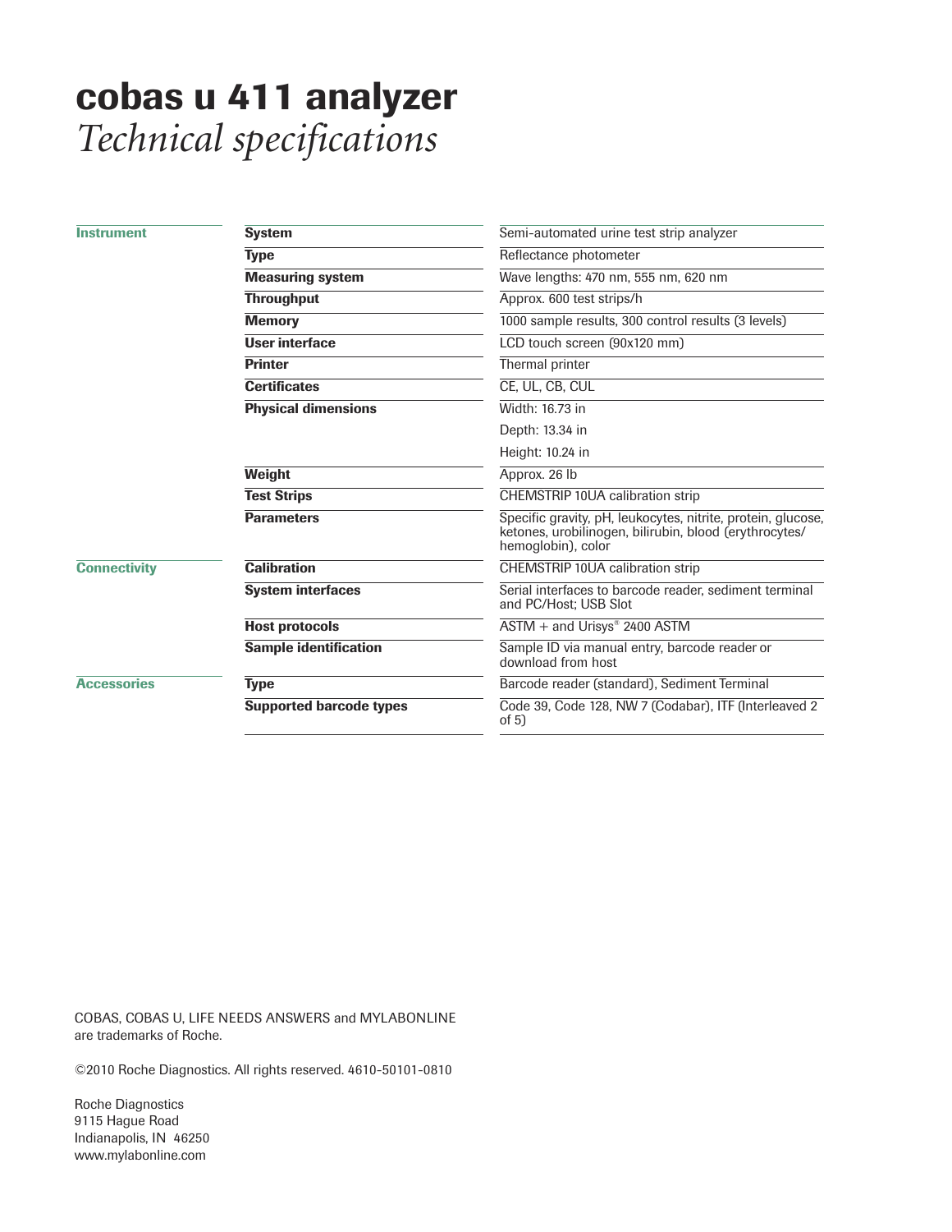# cobas u 411 analyzer
*Technical specifications*

| | | |
|---|---|---|
| **Instrument** | **System** | Semi-automated urine test strip analyzer |
| | **Type** | Reflectance photometer |
| | **Measuring system** | Wave lengths: 470 nm, 555 nm, 620 nm |
| | **Throughput** | Approx. 600 test strips/h |
| | **Memory** | 1000 sample results, 300 control results (3 levels) |
| | **User interface** | LCD touch screen (90x120 mm) |
| | **Printer** | Thermal printer |
| | **Certificates** | CE, UL, CB, CUL |
| | **Physical dimensions** | Width: 16.73 in<br>Depth: 13.34 in<br>Height: 10.24 in |
| | **Weight** | Approx. 26 lb |
| | **Test Strips** | CHEMSTRIP 10UA calibration strip |
| | **Parameters** | Specific gravity, pH, leukocytes, nitrite, protein, glucose, ketones, urobilinogen, bilirubin, blood (erythrocytes/ hemoglobin), color |
| **Connectivity** | **Calibration** | CHEMSTRIP 10UA calibration strip |
| | **System interfaces** | Serial interfaces to barcode reader, sediment terminal and PC/Host; USB Slot |
| | **Host protocols** | ASTM + and Urisys® 2400 ASTM |
| | **Sample identification** | Sample ID via manual entry, barcode reader or download from host |
| **Accessories** | **Type** | Barcode reader (standard), Sediment Terminal |
| | **Supported barcode types** | Code 39, Code 128, NW 7 (Codabar), ITF (Interleaved 2 of 5) |

COBAS, COBAS U, LIFE NEEDS ANSWERS and MYLABONLINE are trademarks of Roche.

©2010 Roche Diagnostics. All rights reserved. 4610-50101-0810

Roche Diagnostics
9115 Hague Road
Indianapolis, IN 46250
www.mylabonline.com